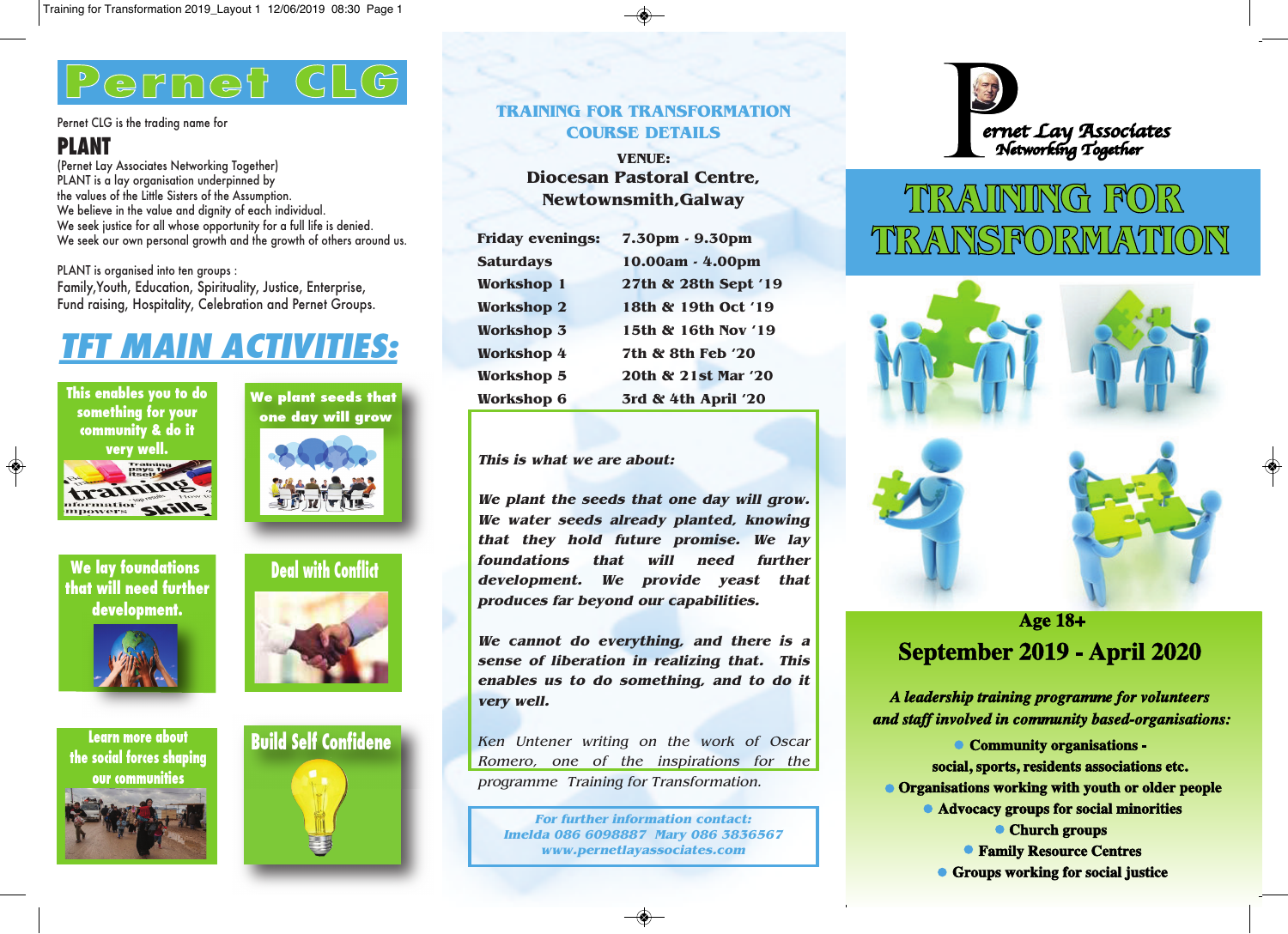# Pernet CLG

Pernet CLG is the trading name for

## PLANT

(Pernet Lay Associates Networking Together)
PLANT is a lay organisation underpinned by the values of the Little Sisters of the Assumption.
We believe in the value and dignity of each individual.
We seek justice for all whose opportunity for a full life is denied.
We seek our own personal growth and the growth of others around us.

PLANT is organised into ten groups :
Family, Youth, Education, Spirituality, Justice, Enterprise, Fund raising, Hospitality, Celebration and Pernet Groups.

## TFT MAIN ACTIVITIES:

- This enables you to do something for your community & do it very well.
- We plant seeds that one day will grow
- We lay foundations that will need further development.
- Deal with Conflict
- Learn more about the social forces shaping our communities
- Build Self Confidene

## TRAINING FOR TRANSFORMATION COURSE DETAILS

**VENUE:**
**Diocesan Pastoral Centre, Newtownsmith, Galway**

| | |
|---|---|
| Friday evenings: | 7.30pm - 9.30pm |
| Saturdays | 10.00am - 4.00pm |
| Workshop 1 | 27th & 28th Sept '19 |
| Workshop 2 | 18th & 19th Oct '19 |
| Workshop 3 | 15th & 16th Nov '19 |
| Workshop 4 | 7th & 8th Feb '20 |
| Workshop 5 | 20th & 21st Mar '20 |
| Workshop 6 | 3rd & 4th April '20 |

***This is what we are about:***

***We plant the seeds that one day will grow. We water seeds already planted, knowing that they hold future promise. We lay foundations that will need further development. We provide yeast that produces far beyond our capabilities.***

***We cannot do everything, and there is a sense of liberation in realizing that. This enables us to do something, and to do it very well.***

*Ken Untener writing on the work of Oscar Romero, one of the inspirations for the programme Training for Transformation.*

*For further information contact:*
*Imelda 086 6098887 Mary 086 3836567*
*www.pernetlayassociates.com*

Pernet Lay Associates
Networking Together

# TRAINING FOR TRANSFORMATION

**Age 18+**

## September 2019 - April 2020

***A leadership training programme for volunteers and staff involved in community based-organisations:***

- **Community organisations - social, sports, residents associations etc.**
- **Organisations working with youth or older people**
- **Advocacy groups for social minorities**
- **Church groups**
- **Family Resource Centres**
- **Groups working for social justice**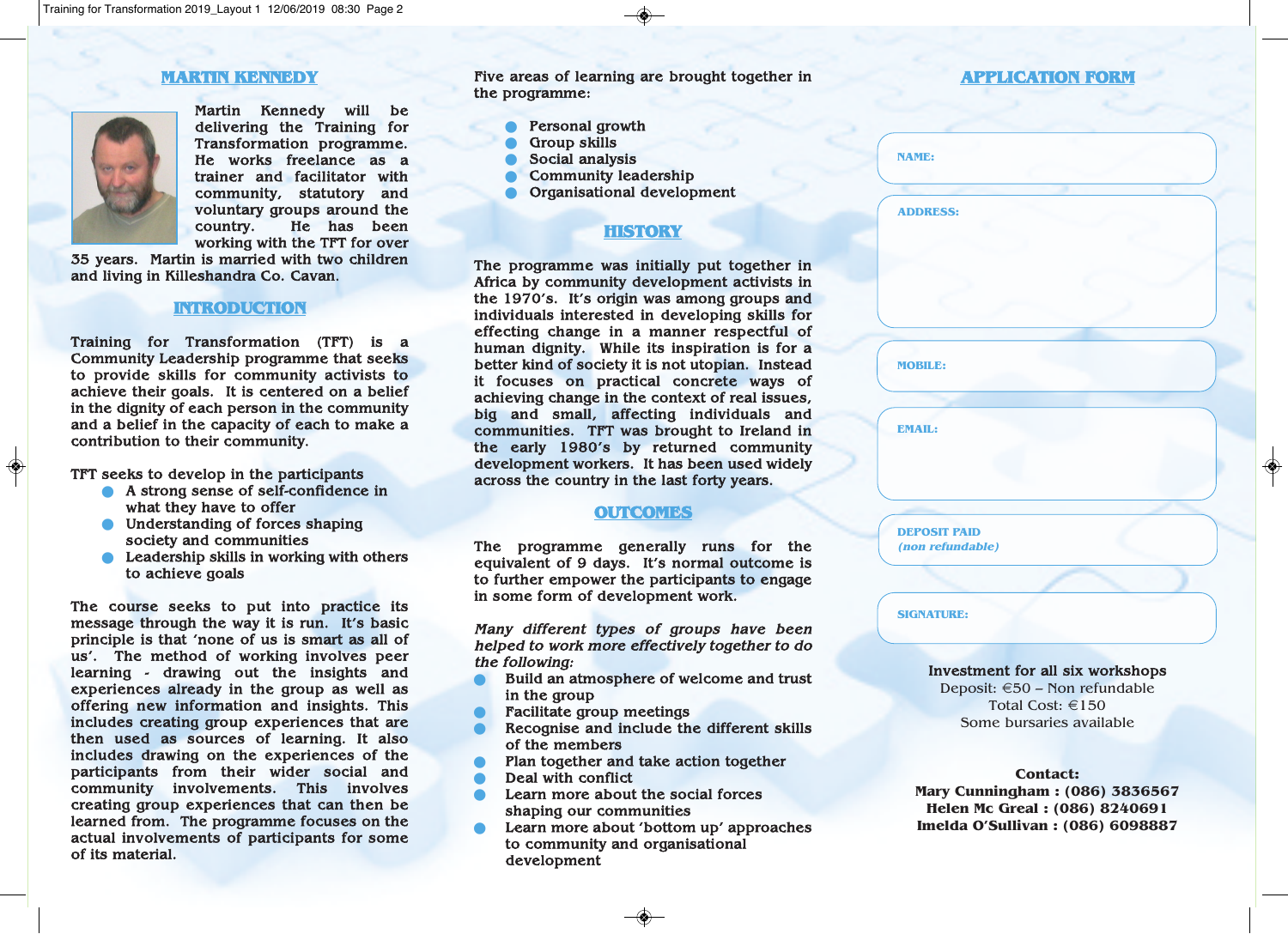## MARTIN KENNEDY

Martin Kennedy will be delivering the Training for Transformation programme. He works freelance as a trainer and facilitator with community, statutory and voluntary groups around the country. He has been working with the TFT for over 35 years. Martin is married with two children and living in Killeshandra Co. Cavan.

## INTRODUCTION

Training for Transformation (TFT) is a Community Leadership programme that seeks to provide skills for community activists to achieve their goals. It is centered on a belief in the dignity of each person in the community and a belief in the capacity of each to make a contribution to their community.

TFT seeks to develop in the participants

- A strong sense of self-confidence in what they have to offer
- Understanding of forces shaping society and communities
- Leadership skills in working with others to achieve goals

The course seeks to put into practice its message through the way it is run. It's basic principle is that 'none of us is smart as all of us'. The method of working involves peer learning - drawing out the insights and experiences already in the group as well as offering new information and insights. This includes creating group experiences that are then used as sources of learning. It also includes drawing on the experiences of the participants from their wider social and community involvements. This involves creating group experiences that can then be learned from. The programme focuses on the actual involvements of participants for some of its material.

Five areas of learning are brought together in the programme:

- Personal growth
- Group skills
- Social analysis
- Community leadership
- Organisational development

## HISTORY

The programme was initially put together in Africa by community development activists in the 1970's. It's origin was among groups and individuals interested in developing skills for effecting change in a manner respectful of human dignity. While its inspiration is for a better kind of society it is not utopian. Instead it focuses on practical concrete ways of achieving change in the context of real issues, big and small, affecting individuals and communities. TFT was brought to Ireland in the early 1980's by returned community development workers. It has been used widely across the country in the last forty years.

## OUTCOMES

The programme generally runs for the equivalent of 9 days. It's normal outcome is to further empower the participants to engage in some form of development work.

*Many different types of groups have been helped to work more effectively together to do the following:*

- Build an atmosphere of welcome and trust in the group
- Facilitate group meetings
- Recognise and include the different skills of the members
- Plan together and take action together
- Deal with conflict
- Learn more about the social forces shaping our communities
- Learn more about 'bottom up' approaches to community and organisational development

## APPLICATION FORM

NAME:

ADDRESS:

MOBILE:

EMAIL:

DEPOSIT PAID
*(non refundable)*

SIGNATURE:

**Investment for all six workshops**
Deposit: €50 – Non refundable
Total Cost: €150
Some bursaries available

**Contact:**
**Mary Cunningham : (086) 3836567**
**Helen Mc Greal : (086) 8240691**
**Imelda O'Sullivan : (086) 6098887**